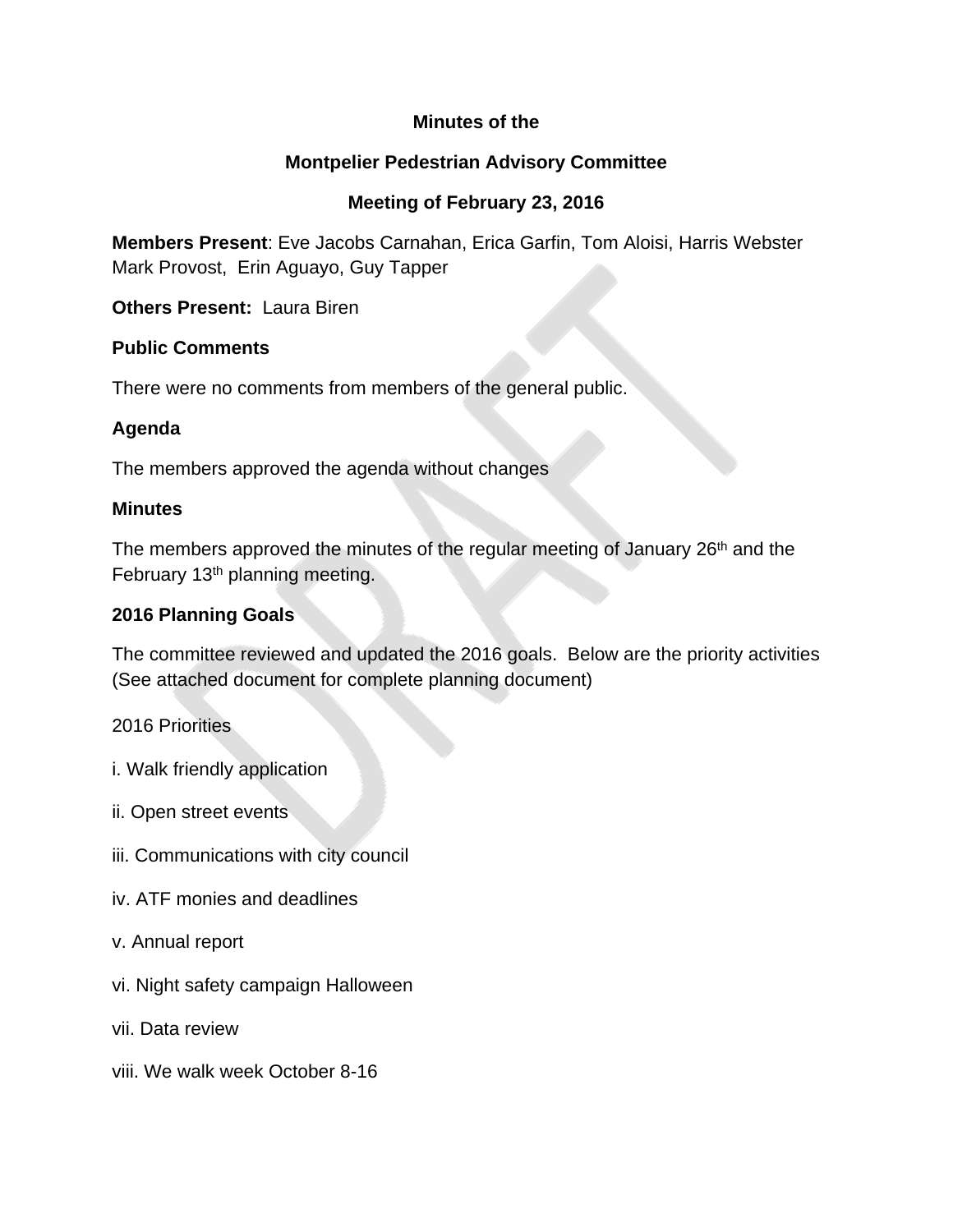**Minutes of the**

**Montpelier Pedestrian Advisory Committee**

**Meeting of February 23, 2016**

**Members Present**: Eve Jacobs Carnahan, Erica Garfin, Tom Aloisi, Harris Webster Mark Provost, Erin Aguayo, Guy Tapper

**Others Present:** Laura Biren

**Public Comments**

There were no comments from members of the general public.

**Agenda**

The members approved the agenda without changes

**Minutes**

The members approved the minutes of the regular meeting of January 26th and the February 13th planning meeting.

**2016 Planning Goals**

The committee reviewed and updated the 2016 goals. Below are the priority activities (See attached document for complete planning document)

2016 Priorities

i. Walk friendly application

ii. Open street events

iii. Communications with city council

iv. ATF monies and deadlines

v. Annual report

vi. Night safety campaign Halloween

vii. Data review

viii. We walk week October 8-16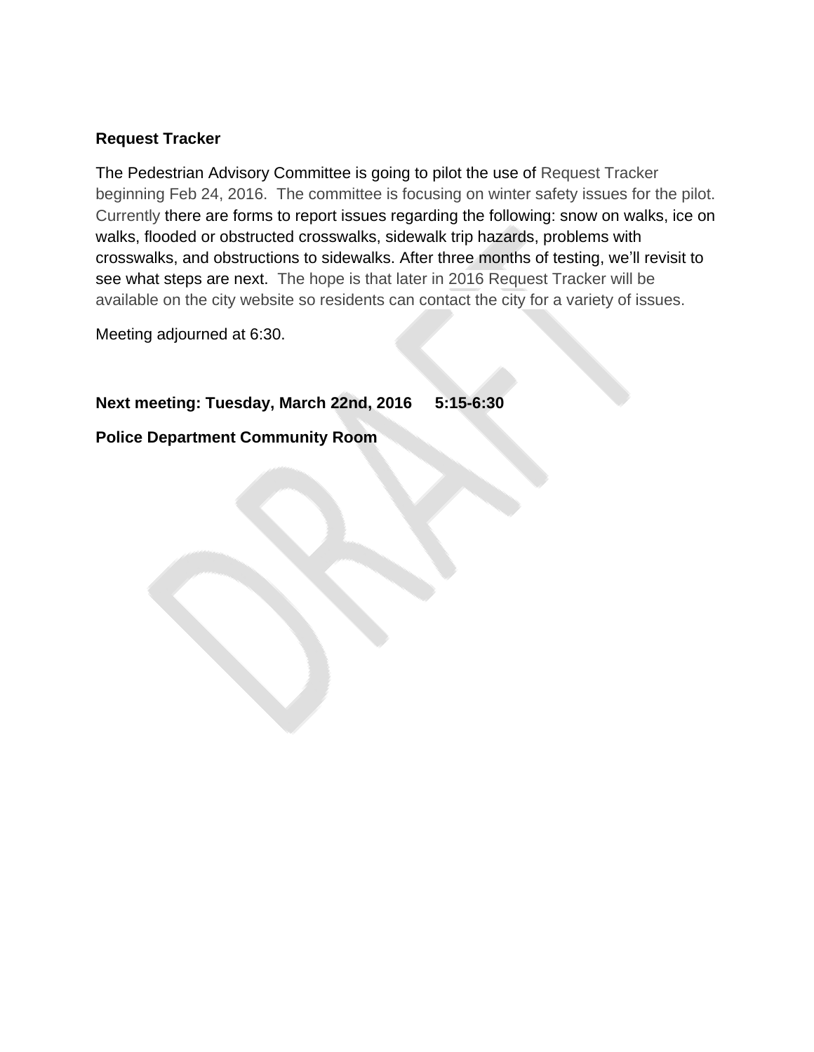**Request Tracker**

The Pedestrian Advisory Committee is going to pilot the use of Request Tracker beginning Feb 24, 2016. The committee is focusing on winter safety issues for the pilot. Currently there are forms to report issues regarding the following: snow on walks, ice on walks, flooded or obstructed crosswalks, sidewalk trip hazards, problems with crosswalks, and obstructions to sidewalks. After three months of testing, we'll revisit to see what steps are next. The hope is that later in 2016 Request Tracker will be available on the city website so residents can contact the city for a variety of issues.

Meeting adjourned at 6:30.

**Next meeting: Tuesday, March 22nd, 2016 5:15-6:30**

**Police Department Community Room**